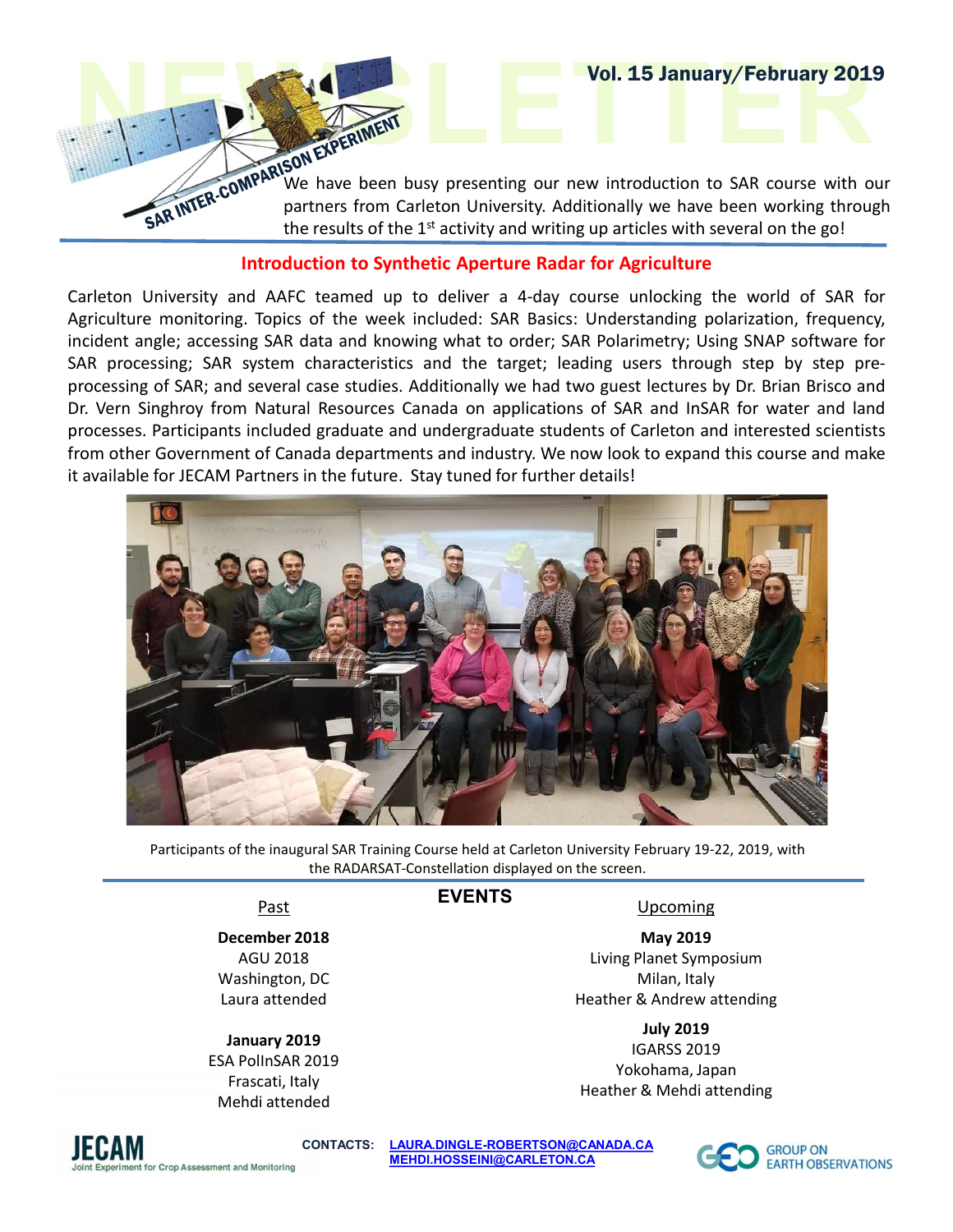# NEWSLETTER

**Vol. 15 January/February 2019**

SAR INTER-COMPARISON EXPERIMENT

We have been busy presenting our new introduction to SAR course with our partners from Carleton University. Additionally we have been working through the results of the 1st activity and writing up articles with several on the go!

## Introduction to Synthetic Aperture Radar for Agriculture

Carleton University and AAFC teamed up to deliver a 4-day course unlocking the world of SAR for Agriculture monitoring. Topics of the week included: SAR Basics: Understanding polarization, frequency, incident angle; accessing SAR data and knowing what to order; SAR Polarimetry; Using SNAP software for SAR processing; SAR system characteristics and the target; leading users through step by step pre-processing of SAR; and several case studies. Additionally we had two guest lectures by Dr. Brian Brisco and Dr. Vern Singhroy from Natural Resources Canada on applications of SAR and InSAR for water and land processes. Participants included graduate and undergraduate students of Carleton and interested scientists from other Government of Canada departments and industry. We now look to expand this course and make it available for JECAM Partners in the future. Stay tuned for further details!

Participants of the inaugural SAR Training Course held at Carleton University February 19-22, 2019, with the RADARSAT-Constellation displayed on the screen.

## EVENTS

### Past

**December 2018**
AGU 2018
Washington, DC
Laura attended

**January 2019**
ESA PolInSAR 2019
Frascati, Italy
Mehdi attended

### Upcoming

**May 2019**
Living Planet Symposium
Milan, Italy
Heather & Andrew attending

**July 2019**
IGARSS 2019
Yokohama, Japan
Heather & Mehdi attending

JECAM Joint Experiment for Crop Assessment and Monitoring

**CONTACTS:** LAURA.DINGLE-ROBERTSON@CANADA.CA
MEHDI.HOSSEINI@CARLETON.CA

GROUP ON EARTH OBSERVATIONS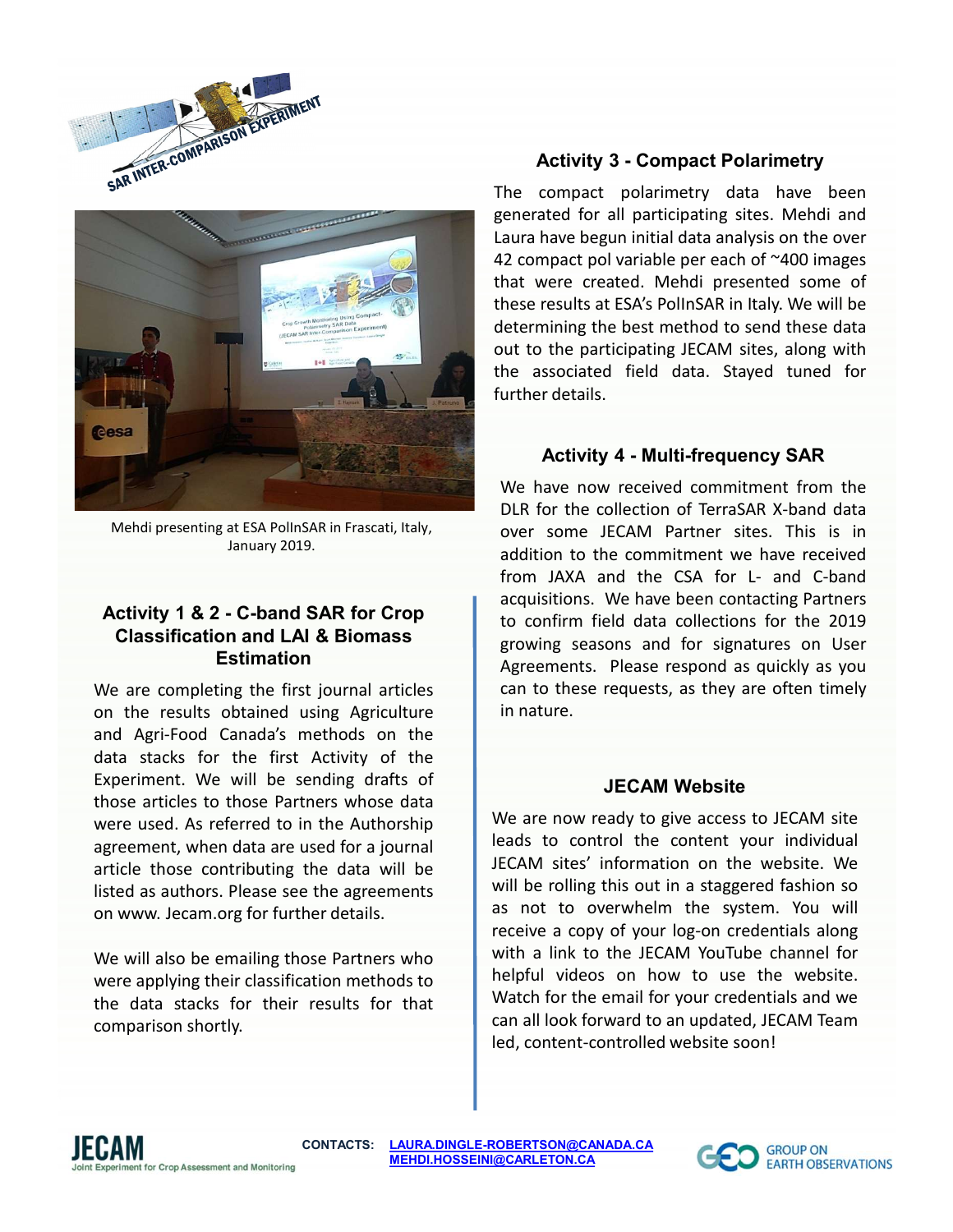Mehdi presenting at ESA PolInSAR in Frascati, Italy, January 2019.

## Activity 1 & 2 - C-band SAR for Crop Classification and LAI & Biomass Estimation

We are completing the first journal articles on the results obtained using Agriculture and Agri-Food Canada's methods on the data stacks for the first Activity of the Experiment. We will be sending drafts of those articles to those Partners whose data were used. As referred to in the Authorship agreement, when data are used for a journal article those contributing the data will be listed as authors. Please see the agreements on www. Jecam.org for further details.

We will also be emailing those Partners who were applying their classification methods to the data stacks for their results for that comparison shortly.

## Activity 3 - Compact Polarimetry

The compact polarimetry data have been generated for all participating sites. Mehdi and Laura have begun initial data analysis on the over 42 compact pol variable per each of ~400 images that were created. Mehdi presented some of these results at ESA's PolInSAR in Italy. We will be determining the best method to send these data out to the participating JECAM sites, along with the associated field data. Stayed tuned for further details.

## Activity 4 - Multi-frequency SAR

We have now received commitment from the DLR for the collection of TerraSAR X-band data over some JECAM Partner sites. This is in addition to the commitment we have received from JAXA and the CSA for L- and C-band acquisitions. We have been contacting Partners to confirm field data collections for the 2019 growing seasons and for signatures on User Agreements. Please respond as quickly as you can to these requests, as they are often timely in nature.

## JECAM Website

We are now ready to give access to JECAM site leads to control the content your individual JECAM sites' information on the website. We will be rolling this out in a staggered fashion so as not to overwhelm the system. You will receive a copy of your log-on credentials along with a link to the JECAM YouTube channel for helpful videos on how to use the website. Watch for the email for your credentials and we can all look forward to an updated, JECAM Team led, content-controlled website soon!

**CONTACTS:** LAURA.DINGLE-ROBERTSON@CANADA.CA
MEHDI.HOSSEINI@CARLETON.CA